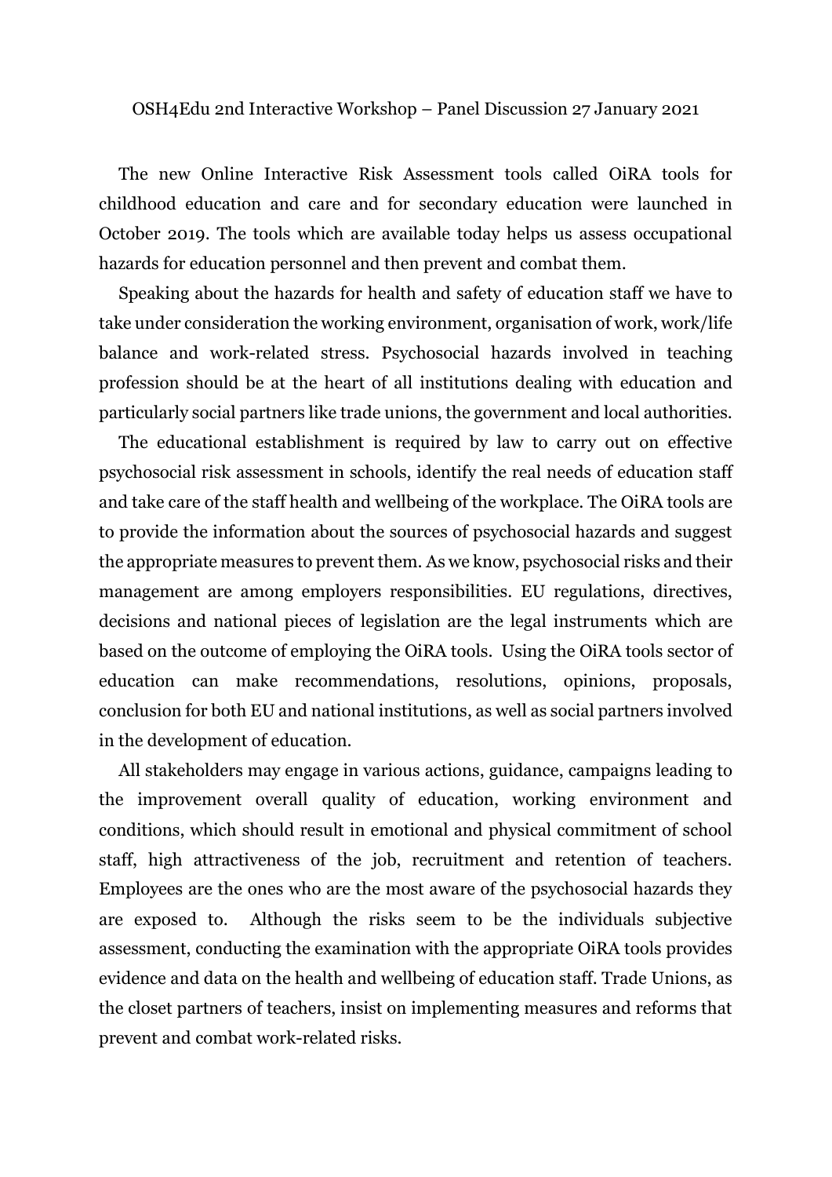OSH4Edu 2nd Interactive Workshop – Panel Discussion 27 January 2021

The new Online Interactive Risk Assessment tools called OiRA tools for childhood education and care and for secondary education were launched in October 2019. The tools which are available today helps us assess occupational hazards for education personnel and then prevent and combat them.

Speaking about the hazards for health and safety of education staff we have to take under consideration the working environment, organisation of work, work/life balance and work-related stress. Psychosocial hazards involved in teaching profession should be at the heart of all institutions dealing with education and particularly social partners like trade unions, the government and local authorities.

The educational establishment is required by law to carry out on effective psychosocial risk assessment in schools, identify the real needs of education staff and take care of the staff health and wellbeing of the workplace. The OiRA tools are to provide the information about the sources of psychosocial hazards and suggest the appropriate measures to prevent them. As we know, psychosocial risks and their management are among employers responsibilities. EU regulations, directives, decisions and national pieces of legislation are the legal instruments which are based on the outcome of employing the OiRA tools. Using the OiRA tools sector of education can make recommendations, resolutions, opinions, proposals, conclusion for both EU and national institutions, as well as social partners involved in the development of education.

All stakeholders may engage in various actions, guidance, campaigns leading to the improvement overall quality of education, working environment and conditions, which should result in emotional and physical commitment of school staff, high attractiveness of the job, recruitment and retention of teachers. Employees are the ones who are the most aware of the psychosocial hazards they are exposed to. Although the risks seem to be the individuals subjective assessment, conducting the examination with the appropriate OiRA tools provides evidence and data on the health and wellbeing of education staff. Trade Unions, as the closet partners of teachers, insist on implementing measures and reforms that prevent and combat work-related risks.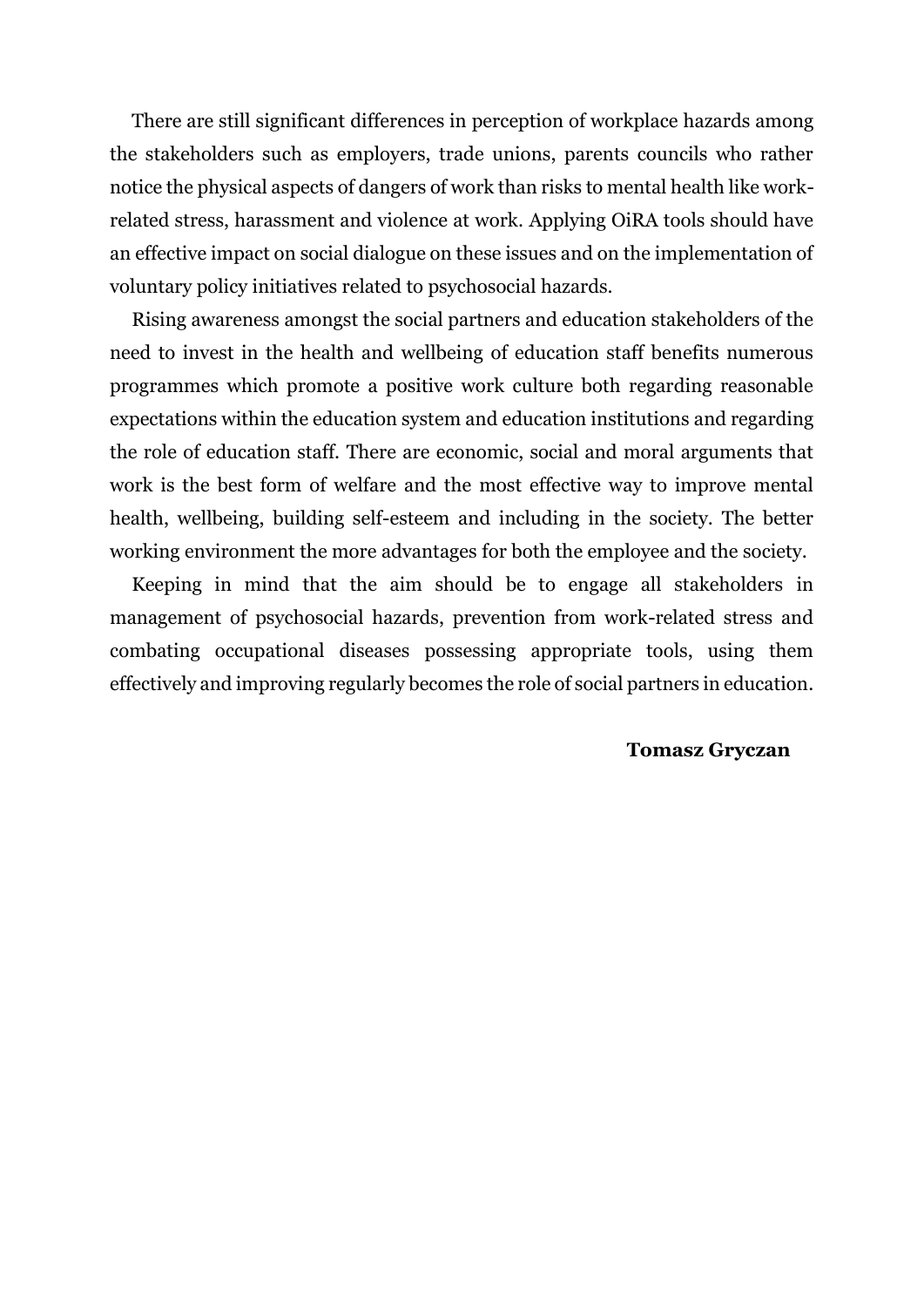There are still significant differences in perception of workplace hazards among the stakeholders such as employers, trade unions, parents councils who rather notice the physical aspects of dangers of work than risks to mental health like work-related stress, harassment and violence at work. Applying OiRA tools should have an effective impact on social dialogue on these issues and on the implementation of voluntary policy initiatives related to psychosocial hazards.

Rising awareness amongst the social partners and education stakeholders of the need to invest in the health and wellbeing of education staff benefits numerous programmes which promote a positive work culture both regarding reasonable expectations within the education system and education institutions and regarding the role of education staff. There are economic, social and moral arguments that work is the best form of welfare and the most effective way to improve mental health, wellbeing, building self-esteem and including in the society. The better working environment the more advantages for both the employee and the society.

Keeping in mind that the aim should be to engage all stakeholders in management of psychosocial hazards, prevention from work-related stress and combating occupational diseases possessing appropriate tools, using them effectively and improving regularly becomes the role of social partners in education.

**Tomasz Gryczan**